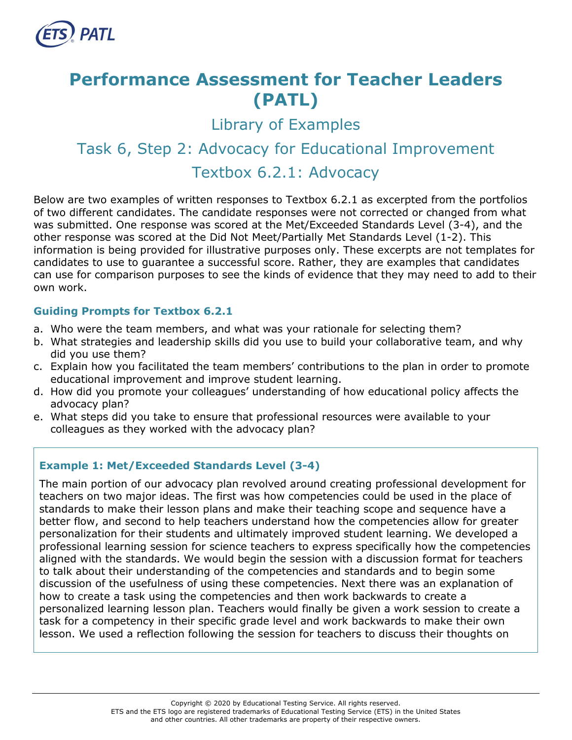# Performance Assessment for Teacher Leaders (PATL)

## Library of Examples

## Task 6, Step 2: Advocacy for Educational Improvement

## Textbox 6.2.1: Advocacy

Below are two examples of written responses to Textbox 6.2.1 as excerpted from the portfolios of two different candidates. The candidate responses were not corrected or changed from what was submitted. One response was scored at the Met/Exceeded Standards Level (3-4), and the other response was scored at the Did Not Meet/Partially Met Standards Level (1-2). This information is being provided for illustrative purposes only. These excerpts are not templates for candidates to use to guarantee a successful score. Rather, they are examples that candidates can use for comparison purposes to see the kinds of evidence that they may need to add to their own work.

### Guiding Prompts for Textbox 6.2.1

a. Who were the team members, and what was your rationale for selecting them?
b. What strategies and leadership skills did you use to build your collaborative team, and why did you use them?
c. Explain how you facilitated the team members' contributions to the plan in order to promote educational improvement and improve student learning.
d. How did you promote your colleagues' understanding of how educational policy affects the advocacy plan?
e. What steps did you take to ensure that professional resources were available to your colleagues as they worked with the advocacy plan?

### Example 1: Met/Exceeded Standards Level (3-4)

The main portion of our advocacy plan revolved around creating professional development for teachers on two major ideas. The first was how competencies could be used in the place of standards to make their lesson plans and make their teaching scope and sequence have a better flow, and second to help teachers understand how the competencies allow for greater personalization for their students and ultimately improved student learning. We developed a professional learning session for science teachers to express specifically how the competencies aligned with the standards. We would begin the session with a discussion format for teachers to talk about their understanding of the competencies and standards and to begin some discussion of the usefulness of using these competencies. Next there was an explanation of how to create a task using the competencies and then work backwards to create a personalized learning lesson plan. Teachers would finally be given a work session to create a task for a competency in their specific grade level and work backwards to make their own lesson. We used a reflection following the session for teachers to discuss their thoughts on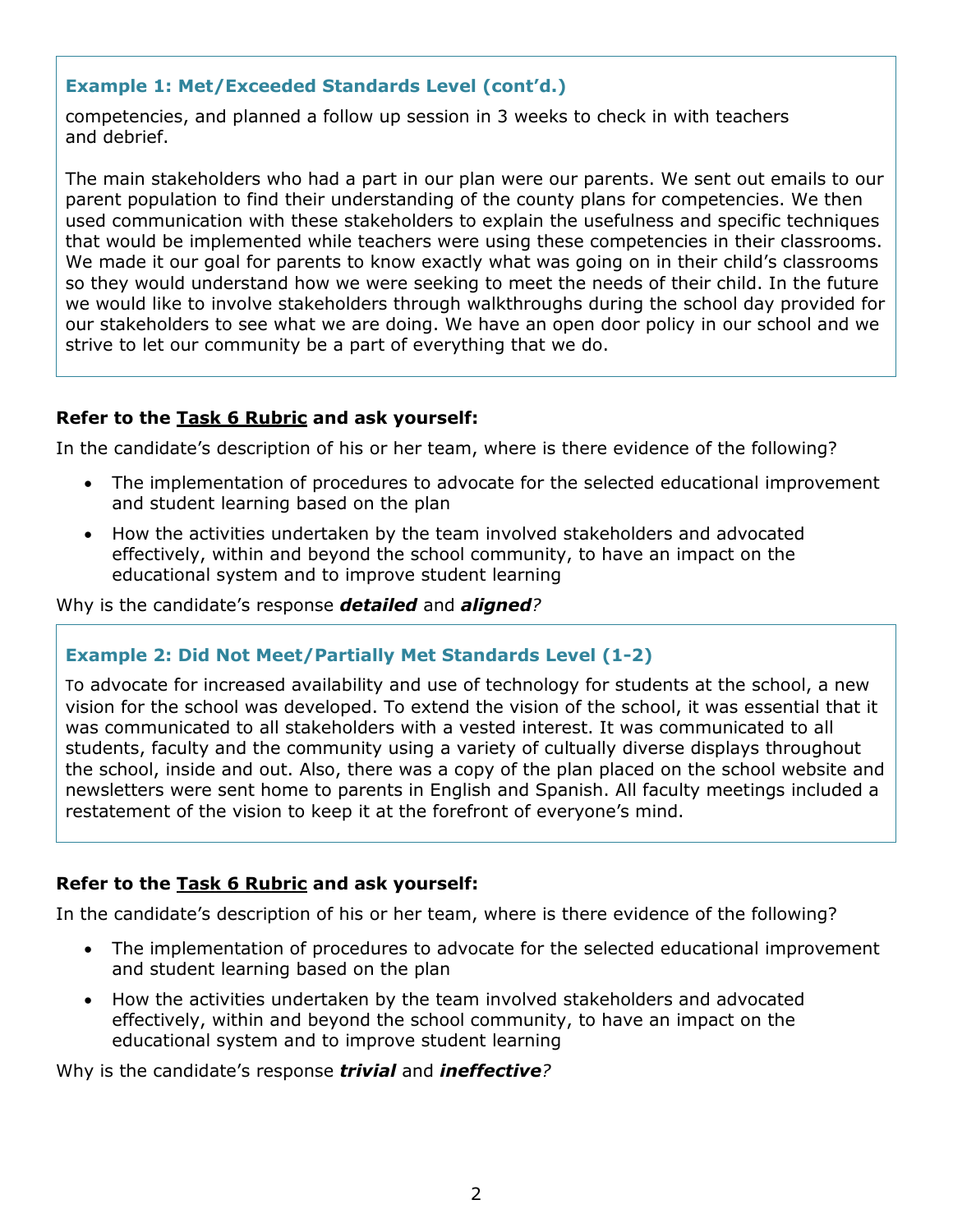### Example 1: Met/Exceeded Standards Level (cont'd.)

competencies, and planned a follow up session in 3 weeks to check in with teachers and debrief.

The main stakeholders who had a part in our plan were our parents. We sent out emails to our parent population to find their understanding of the county plans for competencies. We then used communication with these stakeholders to explain the usefulness and specific techniques that would be implemented while teachers were using these competencies in their classrooms. We made it our goal for parents to know exactly what was going on in their child's classrooms so they would understand how we were seeking to meet the needs of their child. In the future we would like to involve stakeholders through walkthroughs during the school day provided for our stakeholders to see what we are doing. We have an open door policy in our school and we strive to let our community be a part of everything that we do.

**Refer to the Task 6 Rubric and ask yourself:**

In the candidate's description of his or her team, where is there evidence of the following?

- The implementation of procedures to advocate for the selected educational improvement and student learning based on the plan
- How the activities undertaken by the team involved stakeholders and advocated effectively, within and beyond the school community, to have an impact on the educational system and to improve student learning

Why is the candidate's response ***detailed*** and ***aligned****?*

### Example 2: Did Not Meet/Partially Met Standards Level (1-2)

To advocate for increased availability and use of technology for students at the school, a new vision for the school was developed. To extend the vision of the school, it was essential that it was communicated to all stakeholders with a vested interest. It was communicated to all students, faculty and the community using a variety of cultually diverse displays throughout the school, inside and out. Also, there was a copy of the plan placed on the school website and newsletters were sent home to parents in English and Spanish. All faculty meetings included a restatement of the vision to keep it at the forefront of everyone's mind.

**Refer to the Task 6 Rubric and ask yourself:**

In the candidate's description of his or her team, where is there evidence of the following?

- The implementation of procedures to advocate for the selected educational improvement and student learning based on the plan
- How the activities undertaken by the team involved stakeholders and advocated effectively, within and beyond the school community, to have an impact on the educational system and to improve student learning

Why is the candidate's response ***trivial*** and ***ineffective****?*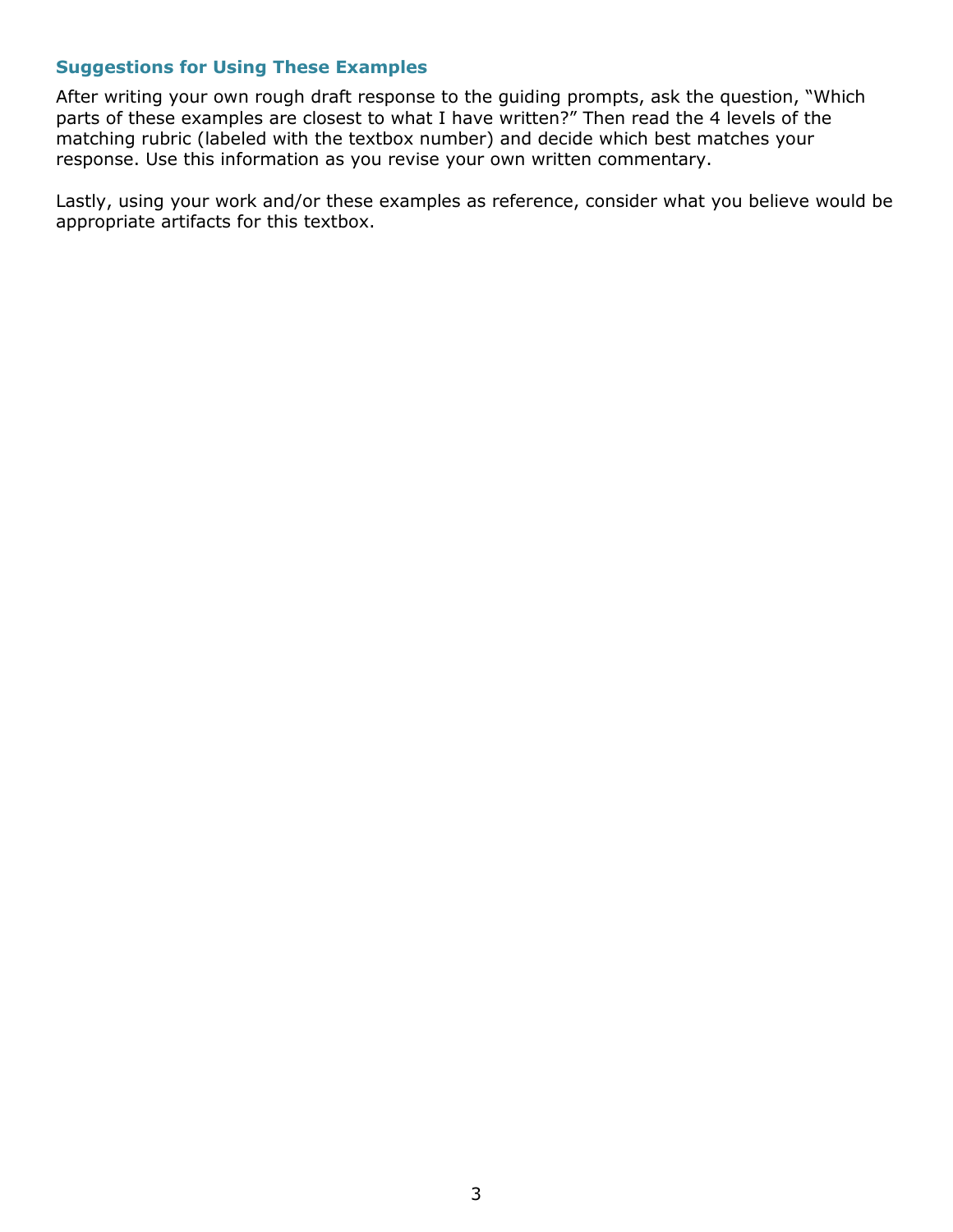### Suggestions for Using These Examples

After writing your own rough draft response to the guiding prompts, ask the question, "Which parts of these examples are closest to what I have written?" Then read the 4 levels of the matching rubric (labeled with the textbox number) and decide which best matches your response. Use this information as you revise your own written commentary.

Lastly, using your work and/or these examples as reference, consider what you believe would be appropriate artifacts for this textbox.